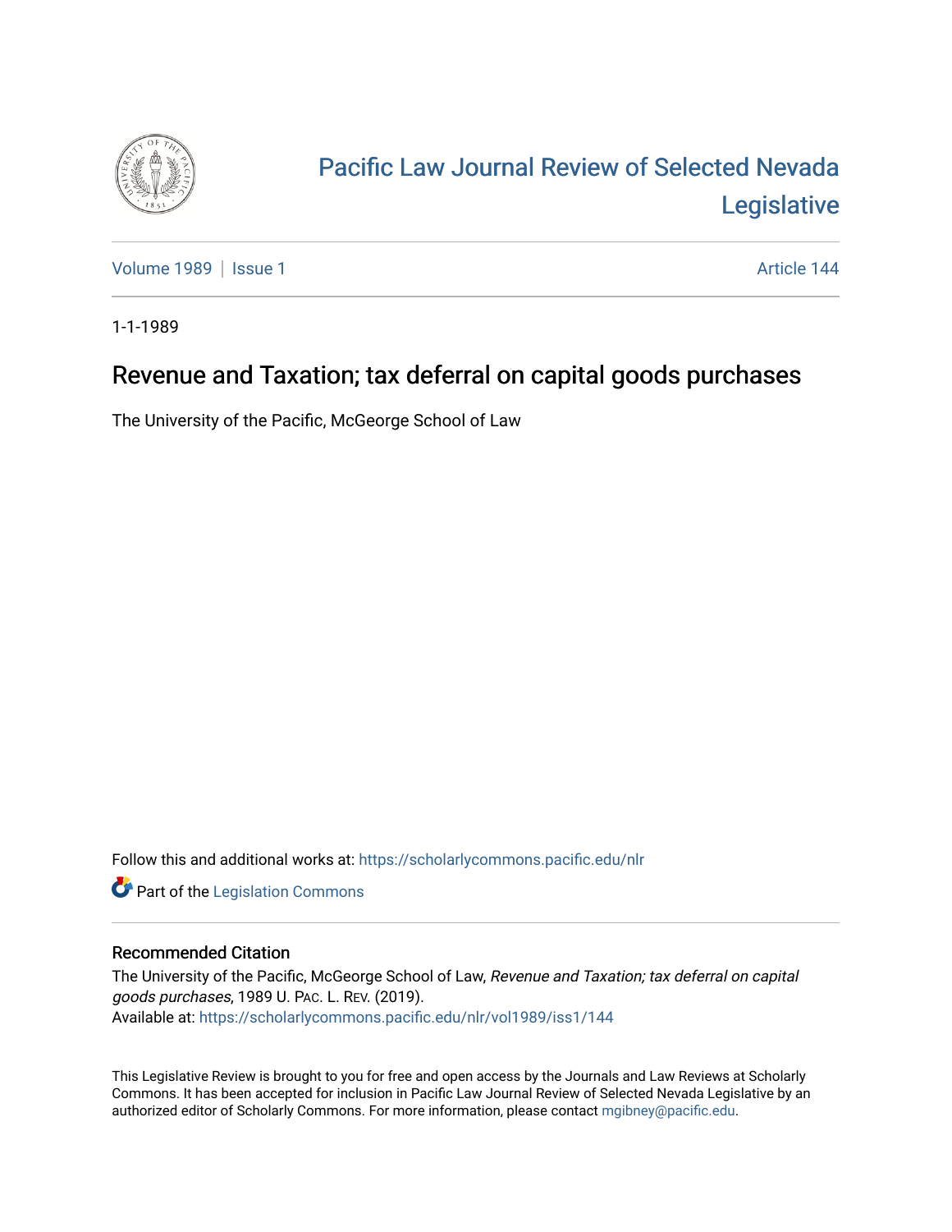# Pacific Law Journal Review of Selected Nevada Legislative

Volume 1989 | Issue 1 — Article 144

1-1-1989

## Revenue and Taxation; tax deferral on capital goods purchases

The University of the Pacific, McGeorge School of Law

Follow this and additional works at: https://scholarlycommons.pacific.edu/nlr

Part of the Legislation Commons

### Recommended Citation

The University of the Pacific, McGeorge School of Law, *Revenue and Taxation; tax deferral on capital goods purchases*, 1989 U. PAC. L. REV. (2019).
Available at: https://scholarlycommons.pacific.edu/nlr/vol1989/iss1/144

This Legislative Review is brought to you for free and open access by the Journals and Law Reviews at Scholarly Commons. It has been accepted for inclusion in Pacific Law Journal Review of Selected Nevada Legislative by an authorized editor of Scholarly Commons. For more information, please contact mgibney@pacific.edu.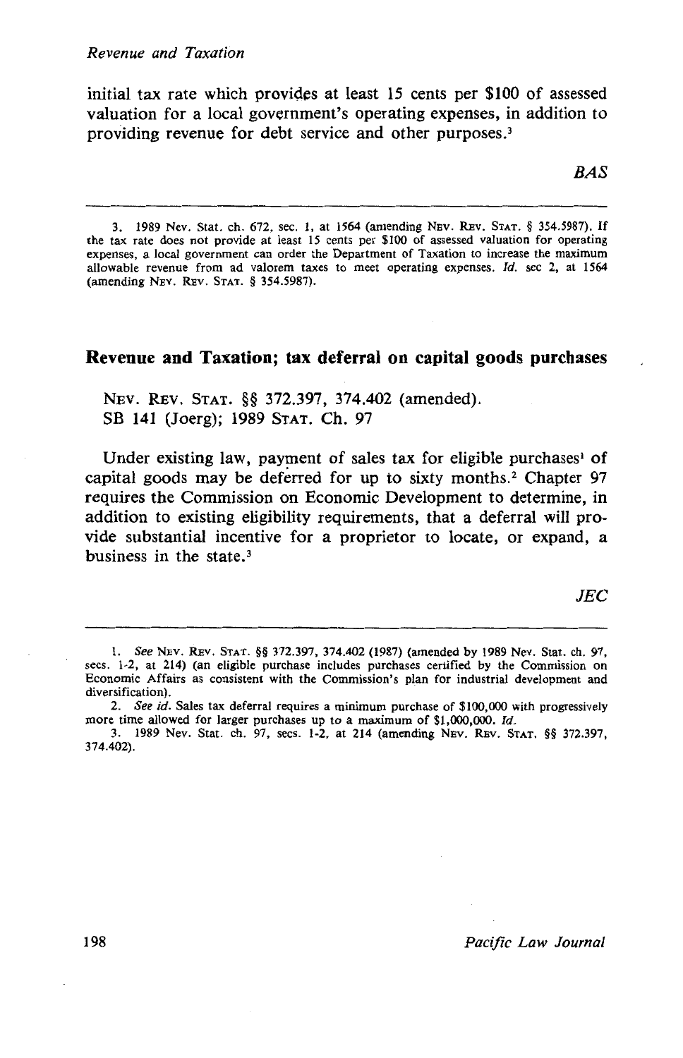initial tax rate which provides at least 15 cents per $100 of assessed valuation for a local government's operating expenses, in addition to providing revenue for debt service and other purposes.[3]

*BAS*

---

3. 1989 Nev. Stat. ch. 672, sec. 1, at 1564 (amending NEV. REV. STAT. § 354.5987). If the tax rate does not provide at least 15 cents per $100 of assessed valuation for operating expenses, a local government can order the Department of Taxation to increase the maximum allowable revenue from ad valorem taxes to meet operating expenses. *Id.* sec 2, at 1564 (amending NEV. REV. STAT. § 354.5987).

## Revenue and Taxation; tax deferral on capital goods purchases

NEV. REV. STAT. §§ 372.397, 374.402 (amended).
SB 141 (Joerg); 1989 STAT. Ch. 97

Under existing law, payment of sales tax for eligible purchases[1] of capital goods may be deferred for up to sixty months.[2] Chapter 97 requires the Commission on Economic Development to determine, in addition to existing eligibility requirements, that a deferral will provide substantial incentive for a proprietor to locate, or expand, a business in the state.[3]

*JEC*

---

1. *See* NEV. REV. STAT. §§ 372.397, 374.402 (1987) (amended by 1989 Nev. Stat. ch. 97, secs. 1-2, at 214) (an eligible purchase includes purchases certified by the Commission on Economic Affairs as consistent with the Commission's plan for industrial development and diversification).

2. *See id.* Sales tax deferral requires a minimum purchase of $100,000 with progressively more time allowed for larger purchases up to a maximum of $1,000,000. *Id.*

3. 1989 Nev. Stat. ch. 97, secs. 1-2, at 214 (amending NEV. REV. STAT. §§ 372.397, 374.402).